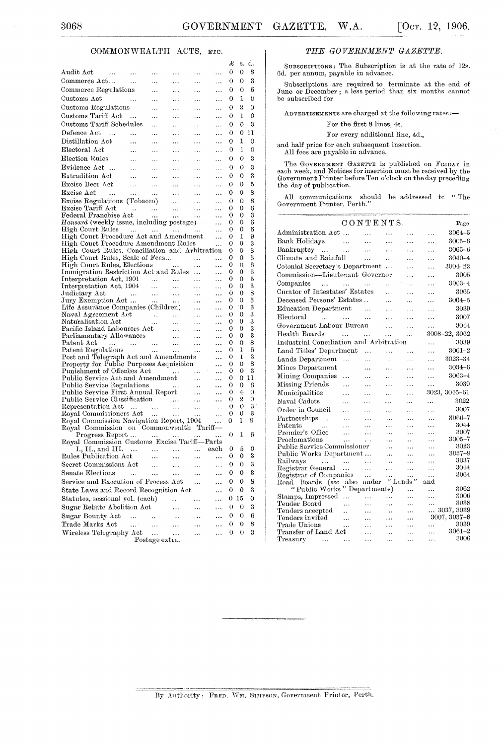## COMMONWEALTH ACTS, ETC.

| | £ | s. | d. |
|---|---|---|---|
| Audit Act | 0 | 0 | 8 |
| Commerce Act | 0 | 0 | 3 |
| Commerce Regulations | 0 | 0 | 5 |
| Customs Act | 0 | 1 | 0 |
| Customs Regulations | 0 | 3 | 0 |
| Customs Tariff Act | 0 | 1 | 0 |
| Customs Tariff Schedules | 0 | 0 | 3 |
| Defence Act | 0 | 0 | 11 |
| Distillation Act | 0 | 1 | 0 |
| Electoral Act | 0 | 1 | 0 |
| Election Rules | 0 | 0 | 3 |
| Evidence Act | 0 | 0 | 3 |
| Extradition Act | 0 | 0 | 3 |
| Excise Beer Act | 0 | 0 | 5 |
| Excise Act | 0 | 0 | 8 |
| Excise Regulations (Tobacco) | 0 | 0 | 8 |
| Excise Tariff Act | 0 | 0 | 6 |
| Federal Franchise Act | 0 | 0 | 3 |
| *Hansard* (weekly issue, including postage) | 0 | 0 | 6 |
| High Court Rules | 0 | 0 | 6 |
| High Court Procedure Act and Amendment | 0 | 1 | 9 |
| High Court Procedure Amendment Rules | 0 | 0 | 3 |
| High Court Rules, Conciliation and Arbitration | 0 | 0 | 8 |
| High Court Rules, Scale of Fees | 0 | 0 | 6 |
| High Court Rules, Elections | 0 | 0 | 6 |
| Immigration Restriction Act and Rules | 0 | 0 | 6 |
| Interpretation Act, 1901 | 0 | 0 | 5 |
| Interpretation Act, 1904 | 0 | 0 | 3 |
| Judiciary Act | 0 | 0 | 8 |
| Jury Exemption Act | 0 | 0 | 3 |
| Life Assurance Companies (Children) | 0 | 0 | 3 |
| Naval Agreement Act | 0 | 0 | 3 |
| Naturalisation Act | 0 | 0 | 3 |
| Pacific Island Labourers Act | 0 | 0 | 3 |
| Parliamentary Allowances | 0 | 0 | 3 |
| Patent Act | 0 | 0 | 8 |
| Patent Regulations | 0 | 1 | 6 |
| Post and Telegraph Act and Amendments | 0 | 1 | 3 |
| Property for Public Purposes Acquisition | 0 | 0 | 8 |
| Punishment of Offences Act | 0 | 0 | 3 |
| Public Service Act and Amendment | 0 | 0 | 11 |
| Public Service Regulations | 0 | 0 | 6 |
| Public Service First Annual Report | 0 | 4 | 0 |
| Public Service Classification | 0 | 2 | 0 |
| Representation Act | 0 | 0 | 3 |
| Royal Commissioners Act | 0 | 0 | 3 |
| Royal Commission Navigation Report, 1904 | 0 | 1 | 9 |
| Royal Commission on Commonwealth Tariff—Progress Report | 0 | 1 | 6 |
| Royal Commission Customs Excise Tariff—Parts I., II., and III. ... each | 0 | 5 | 0 |
| Rules Publication Act | 0 | 0 | 3 |
| Secret Commissions Act | 0 | 0 | 3 |
| Senate Elections | 0 | 0 | 3 |
| Service and Execution of Process Act | 0 | 0 | 8 |
| State Laws and Record Recognition Act | 0 | 0 | 3 |
| Statutes, sessional vol. (each) | 0 | 15 | 0 |
| Sugar Rebate Abolition Act | 0 | 0 | 3 |
| Sugar Bounty Act | 0 | 0 | 6 |
| Trade Marks Act | 0 | 0 | 8 |
| Wireless Telegraphy Act | 0 | 0 | 3 |

Postage extra.

## *THE GOVERNMENT GAZETTE.*

SUBSCRIPTIONS: The Subscription is at the rate of 12s. 6d. per annum, payable in advance.

Subscriptions are required to terminate at the end of June or December; a less period than six months cannot be subscribed for.

ADVERTISEMENTS are charged at the following rates:—

For the first 8 lines, 4s.

For every additional line, 4d.,

and half price for each subsequent insertion.
All fees are payable in advance.

The GOVERNMENT GAZETTE is published on FRIDAY in each week, and Notices for insertion must be received by the Government Printer before Ten o'clock on the day preceding the day of publication.

All communications should be addressed to "The Government Printer, Perth."

## CONTENTS.

| | Page |
|---|---|
| Administration Act | 3064–5 |
| Bank Holidays | 3005–6 |
| Bankruptcy | 3065–6 |
| Climate and Rainfall | 3040–4 |
| Colonial Secretary's Department | 3004–23 |
| Commission—Lieutenant Governor | 3005 |
| Companies | 3063–4 |
| Curator of Intestates' Estates | 3065 |
| Deceased Persons' Estates | 3064–5 |
| Education Department | 3039 |
| Electoral | 3007 |
| Government Labour Bureau | 3044 |
| Health Boards | 3008–22, 3062 |
| Industrial Conciliation and Arbitration | 3039 |
| Land Titles' Department | 3061–2 |
| Lands Department | 3023–34 |
| Mines Department | 3034–6 |
| Mining Companies | 3063–4 |
| Missing Friends | 3039 |
| Municipalities | 3023, 3045–61 |
| Naval Cadets | 3022 |
| Order in Council | 3007 |
| Partnerships | 3066–7 |
| Patents | 3044 |
| Premier's Office | 3007 |
| Proclamations | 3005–7 |
| Public Service Commissioner | 3023 |
| Public Works Department | 3037–9 |
| Railways | 3037 |
| Registrar General | 3044 |
| Registrar of Companies | 3064 |
| Road Boards (*see* also under "Lands" and "Public Works" Departments) | 3062 |
| Stamps, Impressed | 3006 |
| Tender Board | 3038 |
| Tenders accepted | 3037, 3039 |
| Tenders invited | 3007, 3037–8 |
| Trade Unions | 3039 |
| Transfer of Land Act | 3061–2 |
| Treasury | 3006 |

By Authority: FRED. WM. SIMPSON, Government Printer, Perth.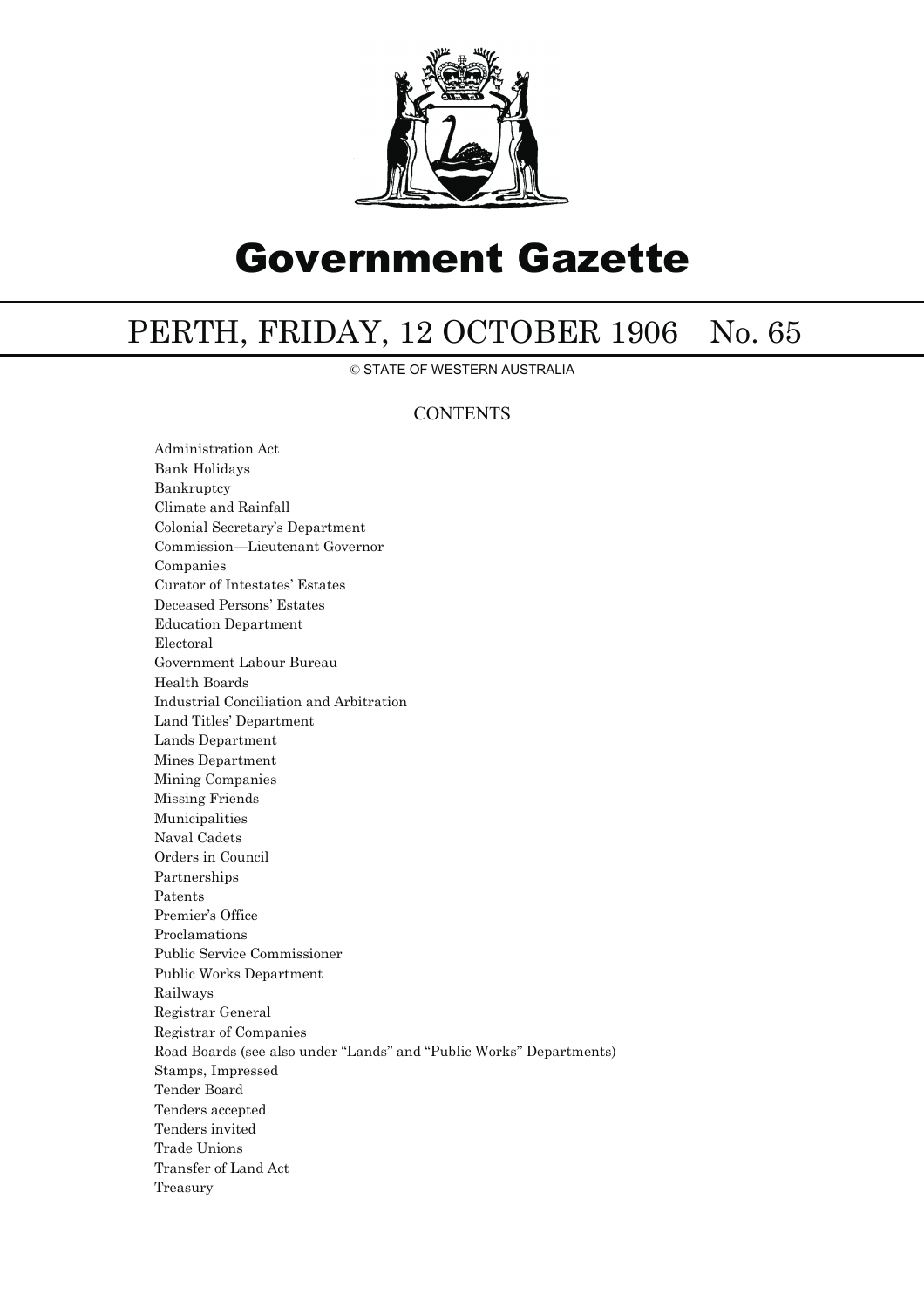# Government Gazette

## PERTH, FRIDAY, 12 OCTOBER 1906 No. 65

© STATE OF WESTERN AUSTRALIA

### CONTENTS

Administration Act
Bank Holidays
Bankruptcy
Climate and Rainfall
Colonial Secretary's Department
Commission—Lieutenant Governor
Companies
Curator of Intestates' Estates
Deceased Persons' Estates
Education Department
Electoral
Government Labour Bureau
Health Boards
Industrial Conciliation and Arbitration
Land Titles' Department
Lands Department
Mines Department
Mining Companies
Missing Friends
Municipalities
Naval Cadets
Orders in Council
Partnerships
Patents
Premier's Office
Proclamations
Public Service Commissioner
Public Works Department
Railways
Registrar General
Registrar of Companies
Road Boards (see also under "Lands" and "Public Works" Departments)
Stamps, Impressed
Tender Board
Tenders accepted
Tenders invited
Trade Unions
Transfer of Land Act
Treasury